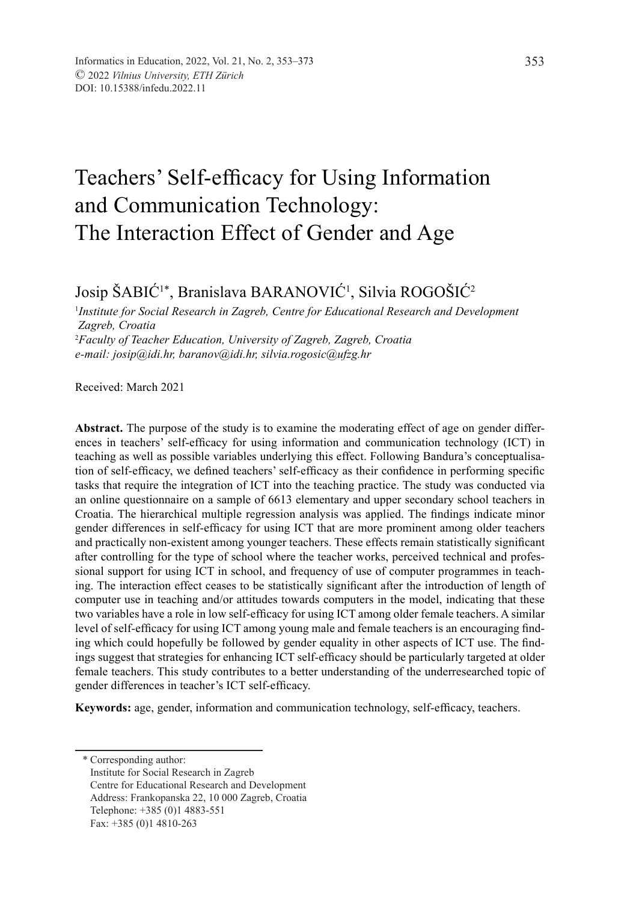# Teachers' Self-efficacy for Using Information and Communication Technology: The Interaction Effect of Gender and Age

Josip ŠABIĆ[1*], Branislava BARANOVIĆ[1], Silvia ROGOŠIĆ[2]

[1]*Institute for Social Research in Zagreb, Centre for Educational Research and Development Zagreb, Croatia*
[2]*Faculty of Teacher Education, University of Zagreb, Zagreb, Croatia*
*e-mail: josip@idi.hr, baranov@idi.hr, silvia.rogosic@ufzg.hr*

Received: March 2021

**Abstract.** The purpose of the study is to examine the moderating effect of age on gender differences in teachers' self-efficacy for using information and communication technology (ICT) in teaching as well as possible variables underlying this effect. Following Bandura's conceptualisation of self-efficacy, we defined teachers' self-efficacy as their confidence in performing specific tasks that require the integration of ICT into the teaching practice. The study was conducted via an online questionnaire on a sample of 6613 elementary and upper secondary school teachers in Croatia. The hierarchical multiple regression analysis was applied. The findings indicate minor gender differences in self-efficacy for using ICT that are more prominent among older teachers and practically non-existent among younger teachers. These effects remain statistically significant after controlling for the type of school where the teacher works, perceived technical and professional support for using ICT in school, and frequency of use of computer programmes in teaching. The interaction effect ceases to be statistically significant after the introduction of length of computer use in teaching and/or attitudes towards computers in the model, indicating that these two variables have a role in low self-efficacy for using ICT among older female teachers. A similar level of self-efficacy for using ICT among young male and female teachers is an encouraging finding which could hopefully be followed by gender equality in other aspects of ICT use. The findings suggest that strategies for enhancing ICT self-efficacy should be particularly targeted at older female teachers. This study contributes to a better understanding of the underresearched topic of gender differences in teacher's ICT self-efficacy.

**Keywords:** age, gender, information and communication technology, self-efficacy, teachers.

---

\* Corresponding author:
Institute for Social Research in Zagreb
Centre for Educational Research and Development
Address: Frankopanska 22, 10 000 Zagreb, Croatia
Telephone: +385 (0)1 4883-551
Fax: +385 (0)1 4810-263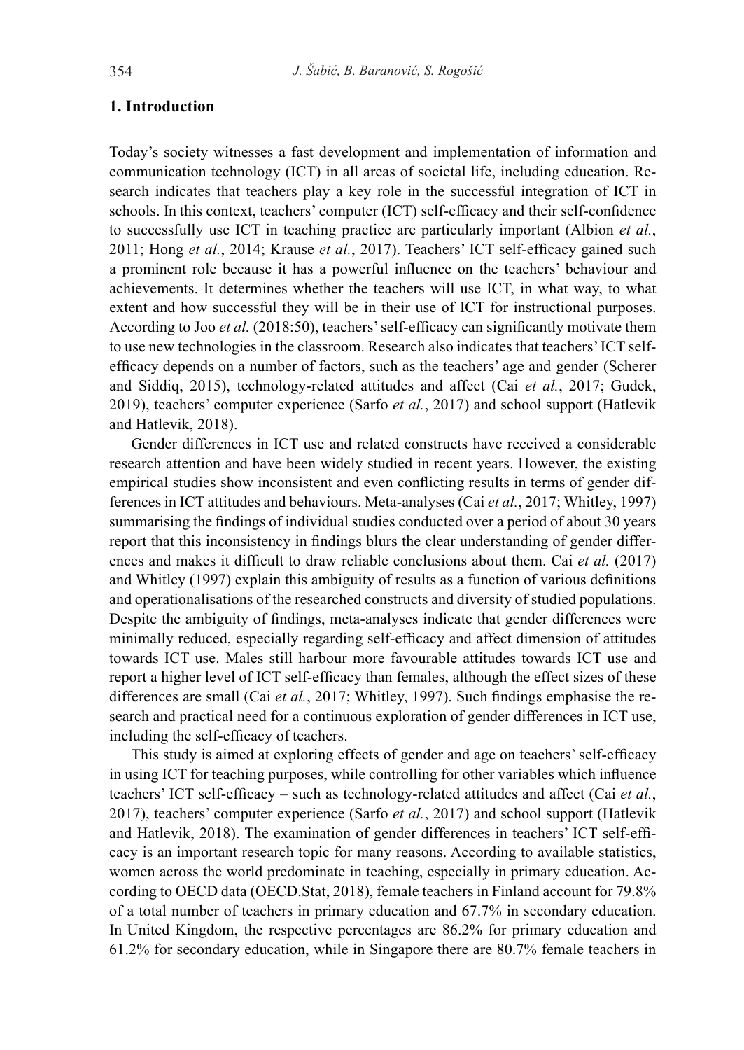## 1. Introduction

Today's society witnesses a fast development and implementation of information and communication technology (ICT) in all areas of societal life, including education. Research indicates that teachers play a key role in the successful integration of ICT in schools. In this context, teachers' computer (ICT) self-efficacy and their self-confidence to successfully use ICT in teaching practice are particularly important (Albion *et al.*, 2011; Hong *et al.*, 2014; Krause *et al.*, 2017). Teachers' ICT self-efficacy gained such a prominent role because it has a powerful influence on the teachers' behaviour and achievements. It determines whether the teachers will use ICT, in what way, to what extent and how successful they will be in their use of ICT for instructional purposes. According to Joo *et al.* (2018:50), teachers' self-efficacy can significantly motivate them to use new technologies in the classroom. Research also indicates that teachers' ICT self-efficacy depends on a number of factors, such as the teachers' age and gender (Scherer and Siddiq, 2015), technology-related attitudes and affect (Cai *et al.*, 2017; Gudek, 2019), teachers' computer experience (Sarfo *et al.*, 2017) and school support (Hatlevik and Hatlevik, 2018).

Gender differences in ICT use and related constructs have received a considerable research attention and have been widely studied in recent years. However, the existing empirical studies show inconsistent and even conflicting results in terms of gender differences in ICT attitudes and behaviours. Meta-analyses (Cai *et al.*, 2017; Whitley, 1997) summarising the findings of individual studies conducted over a period of about 30 years report that this inconsistency in findings blurs the clear understanding of gender differences and makes it difficult to draw reliable conclusions about them. Cai *et al.* (2017) and Whitley (1997) explain this ambiguity of results as a function of various definitions and operationalisations of the researched constructs and diversity of studied populations. Despite the ambiguity of findings, meta-analyses indicate that gender differences were minimally reduced, especially regarding self-efficacy and affect dimension of attitudes towards ICT use. Males still harbour more favourable attitudes towards ICT use and report a higher level of ICT self-efficacy than females, although the effect sizes of these differences are small (Cai *et al.*, 2017; Whitley, 1997). Such findings emphasise the research and practical need for a continuous exploration of gender differences in ICT use, including the self-efficacy of teachers.

This study is aimed at exploring effects of gender and age on teachers' self-efficacy in using ICT for teaching purposes, while controlling for other variables which influence teachers' ICT self-efficacy – such as technology-related attitudes and affect (Cai *et al.*, 2017), teachers' computer experience (Sarfo *et al.*, 2017) and school support (Hatlevik and Hatlevik, 2018). The examination of gender differences in teachers' ICT self-efficacy is an important research topic for many reasons. According to available statistics, women across the world predominate in teaching, especially in primary education. According to OECD data (OECD.Stat, 2018), female teachers in Finland account for 79.8% of a total number of teachers in primary education and 67.7% in secondary education. In United Kingdom, the respective percentages are 86.2% for primary education and 61.2% for secondary education, while in Singapore there are 80.7% female teachers in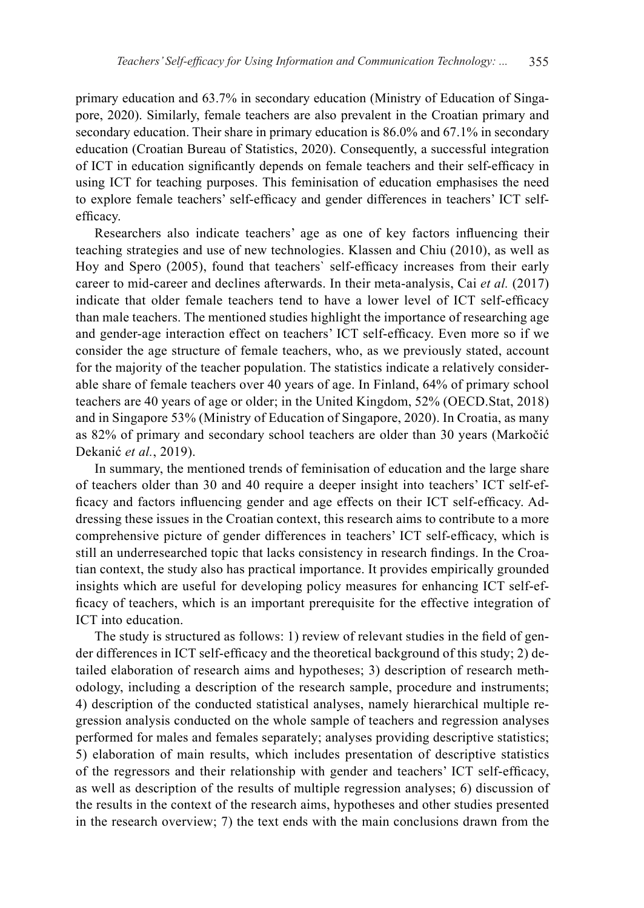primary education and 63.7% in secondary education (Ministry of Education of Singapore, 2020). Similarly, female teachers are also prevalent in the Croatian primary and secondary education. Their share in primary education is 86.0% and 67.1% in secondary education (Croatian Bureau of Statistics, 2020). Consequently, a successful integration of ICT in education significantly depends on female teachers and their self-efficacy in using ICT for teaching purposes. This feminisation of education emphasises the need to explore female teachers' self-efficacy and gender differences in teachers' ICT self-efficacy.

Researchers also indicate teachers' age as one of key factors influencing their teaching strategies and use of new technologies. Klassen and Chiu (2010), as well as Hoy and Spero (2005), found that teachers` self-efficacy increases from their early career to mid-career and declines afterwards. In their meta-analysis, Cai *et al.* (2017) indicate that older female teachers tend to have a lower level of ICT self-efficacy than male teachers. The mentioned studies highlight the importance of researching age and gender-age interaction effect on teachers' ICT self-efficacy. Even more so if we consider the age structure of female teachers, who, as we previously stated, account for the majority of the teacher population. The statistics indicate a relatively considerable share of female teachers over 40 years of age. In Finland, 64% of primary school teachers are 40 years of age or older; in the United Kingdom, 52% (OECD.Stat, 2018) and in Singapore 53% (Ministry of Education of Singapore, 2020). In Croatia, as many as 82% of primary and secondary school teachers are older than 30 years (Markočić Dekanić *et al.*, 2019).

In summary, the mentioned trends of feminisation of education and the large share of teachers older than 30 and 40 require a deeper insight into teachers' ICT self-efficacy and factors influencing gender and age effects on their ICT self-efficacy. Addressing these issues in the Croatian context, this research aims to contribute to a more comprehensive picture of gender differences in teachers' ICT self-efficacy, which is still an underresearched topic that lacks consistency in research findings. In the Croatian context, the study also has practical importance. It provides empirically grounded insights which are useful for developing policy measures for enhancing ICT self-efficacy of teachers, which is an important prerequisite for the effective integration of ICT into education.

The study is structured as follows: 1) review of relevant studies in the field of gender differences in ICT self-efficacy and the theoretical background of this study; 2) detailed elaboration of research aims and hypotheses; 3) description of research methodology, including a description of the research sample, procedure and instruments; 4) description of the conducted statistical analyses, namely hierarchical multiple regression analysis conducted on the whole sample of teachers and regression analyses performed for males and females separately; analyses providing descriptive statistics; 5) elaboration of main results, which includes presentation of descriptive statistics of the regressors and their relationship with gender and teachers' ICT self-efficacy, as well as description of the results of multiple regression analyses; 6) discussion of the results in the context of the research aims, hypotheses and other studies presented in the research overview; 7) the text ends with the main conclusions drawn from the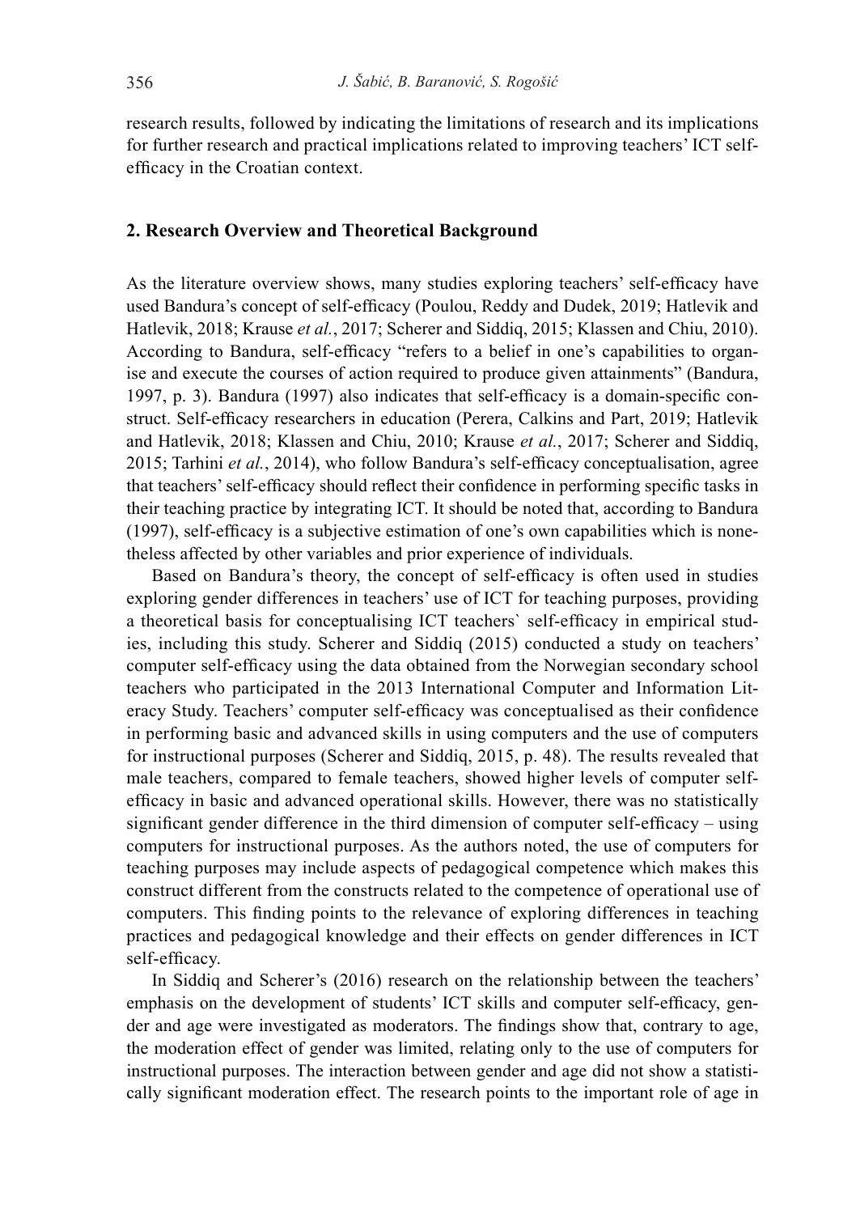research results, followed by indicating the limitations of research and its implications for further research and practical implications related to improving teachers' ICT self-efficacy in the Croatian context.

## 2. Research Overview and Theoretical Background

As the literature overview shows, many studies exploring teachers' self-efficacy have used Bandura's concept of self-efficacy (Poulou, Reddy and Dudek, 2019; Hatlevik and Hatlevik, 2018; Krause *et al.*, 2017; Scherer and Siddiq, 2015; Klassen and Chiu, 2010). According to Bandura, self-efficacy "refers to a belief in one's capabilities to organise and execute the courses of action required to produce given attainments" (Bandura, 1997, p. 3). Bandura (1997) also indicates that self-efficacy is a domain-specific construct. Self-efficacy researchers in education (Perera, Calkins and Part, 2019; Hatlevik and Hatlevik, 2018; Klassen and Chiu, 2010; Krause *et al.*, 2017; Scherer and Siddiq, 2015; Tarhini *et al.*, 2014), who follow Bandura's self-efficacy conceptualisation, agree that teachers' self-efficacy should reflect their confidence in performing specific tasks in their teaching practice by integrating ICT. It should be noted that, according to Bandura (1997), self-efficacy is a subjective estimation of one's own capabilities which is nonetheless affected by other variables and prior experience of individuals.

Based on Bandura's theory, the concept of self-efficacy is often used in studies exploring gender differences in teachers' use of ICT for teaching purposes, providing a theoretical basis for conceptualising ICT teachers` self-efficacy in empirical studies, including this study. Scherer and Siddiq (2015) conducted a study on teachers' computer self-efficacy using the data obtained from the Norwegian secondary school teachers who participated in the 2013 International Computer and Information Literacy Study. Teachers' computer self-efficacy was conceptualised as their confidence in performing basic and advanced skills in using computers and the use of computers for instructional purposes (Scherer and Siddiq, 2015, p. 48). The results revealed that male teachers, compared to female teachers, showed higher levels of computer self-efficacy in basic and advanced operational skills. However, there was no statistically significant gender difference in the third dimension of computer self-efficacy – using computers for instructional purposes. As the authors noted, the use of computers for teaching purposes may include aspects of pedagogical competence which makes this construct different from the constructs related to the competence of operational use of computers. This finding points to the relevance of exploring differences in teaching practices and pedagogical knowledge and their effects on gender differences in ICT self-efficacy.

In Siddiq and Scherer's (2016) research on the relationship between the teachers' emphasis on the development of students' ICT skills and computer self-efficacy, gender and age were investigated as moderators. The findings show that, contrary to age, the moderation effect of gender was limited, relating only to the use of computers for instructional purposes. The interaction between gender and age did not show a statistically significant moderation effect. The research points to the important role of age in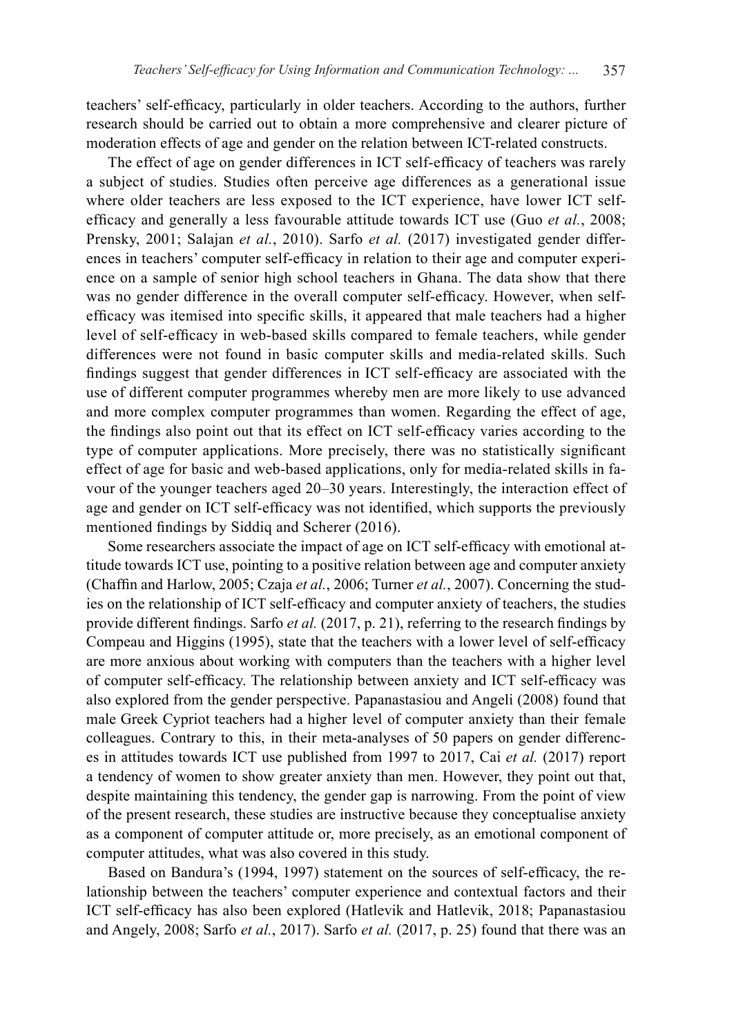teachers' self-efficacy, particularly in older teachers. According to the authors, further research should be carried out to obtain a more comprehensive and clearer picture of moderation effects of age and gender on the relation between ICT-related constructs.

The effect of age on gender differences in ICT self-efficacy of teachers was rarely a subject of studies. Studies often perceive age differences as a generational issue where older teachers are less exposed to the ICT experience, have lower ICT self-efficacy and generally a less favourable attitude towards ICT use (Guo *et al.*, 2008; Prensky, 2001; Salajan *et al.*, 2010). Sarfo *et al.* (2017) investigated gender differences in teachers' computer self-efficacy in relation to their age and computer experience on a sample of senior high school teachers in Ghana. The data show that there was no gender difference in the overall computer self-efficacy. However, when self-efficacy was itemised into specific skills, it appeared that male teachers had a higher level of self-efficacy in web-based skills compared to female teachers, while gender differences were not found in basic computer skills and media-related skills. Such findings suggest that gender differences in ICT self-efficacy are associated with the use of different computer programmes whereby men are more likely to use advanced and more complex computer programmes than women. Regarding the effect of age, the findings also point out that its effect on ICT self-efficacy varies according to the type of computer applications. More precisely, there was no statistically significant effect of age for basic and web-based applications, only for media-related skills in favour of the younger teachers aged 20–30 years. Interestingly, the interaction effect of age and gender on ICT self-efficacy was not identified, which supports the previously mentioned findings by Siddiq and Scherer (2016).

Some researchers associate the impact of age on ICT self-efficacy with emotional attitude towards ICT use, pointing to a positive relation between age and computer anxiety (Chaffin and Harlow, 2005; Czaja *et al.*, 2006; Turner *et al.*, 2007). Concerning the studies on the relationship of ICT self-efficacy and computer anxiety of teachers, the studies provide different findings. Sarfo *et al.* (2017, p. 21), referring to the research findings by Compeau and Higgins (1995), state that the teachers with a lower level of self-efficacy are more anxious about working with computers than the teachers with a higher level of computer self-efficacy. The relationship between anxiety and ICT self-efficacy was also explored from the gender perspective. Papanastasiou and Angeli (2008) found that male Greek Cypriot teachers had a higher level of computer anxiety than their female colleagues. Contrary to this, in their meta-analyses of 50 papers on gender differences in attitudes towards ICT use published from 1997 to 2017, Cai *et al.* (2017) report a tendency of women to show greater anxiety than men. However, they point out that, despite maintaining this tendency, the gender gap is narrowing. From the point of view of the present research, these studies are instructive because they conceptualise anxiety as a component of computer attitude or, more precisely, as an emotional component of computer attitudes, what was also covered in this study.

Based on Bandura's (1994, 1997) statement on the sources of self-efficacy, the relationship between the teachers' computer experience and contextual factors and their ICT self-efficacy has also been explored (Hatlevik and Hatlevik, 2018; Papanastasiou and Angely, 2008; Sarfo *et al.*, 2017). Sarfo *et al.* (2017, p. 25) found that there was an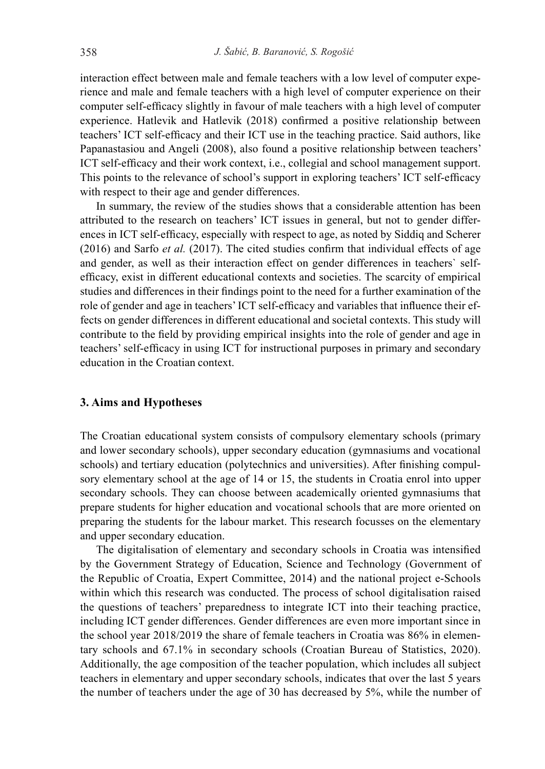interaction effect between male and female teachers with a low level of computer experience and male and female teachers with a high level of computer experience on their computer self-efficacy slightly in favour of male teachers with a high level of computer experience. Hatlevik and Hatlevik (2018) confirmed a positive relationship between teachers' ICT self-efficacy and their ICT use in the teaching practice. Said authors, like Papanastasiou and Angeli (2008), also found a positive relationship between teachers' ICT self-efficacy and their work context, i.e., collegial and school management support. This points to the relevance of school's support in exploring teachers' ICT self-efficacy with respect to their age and gender differences.

In summary, the review of the studies shows that a considerable attention has been attributed to the research on teachers' ICT issues in general, but not to gender differences in ICT self-efficacy, especially with respect to age, as noted by Siddiq and Scherer (2016) and Sarfo *et al.* (2017). The cited studies confirm that individual effects of age and gender, as well as their interaction effect on gender differences in teachers` self-efficacy, exist in different educational contexts and societies. The scarcity of empirical studies and differences in their findings point to the need for a further examination of the role of gender and age in teachers' ICT self-efficacy and variables that influence their effects on gender differences in different educational and societal contexts. This study will contribute to the field by providing empirical insights into the role of gender and age in teachers' self-efficacy in using ICT for instructional purposes in primary and secondary education in the Croatian context.

## 3. Aims and Hypotheses

The Croatian educational system consists of compulsory elementary schools (primary and lower secondary schools), upper secondary education (gymnasiums and vocational schools) and tertiary education (polytechnics and universities). After finishing compulsory elementary school at the age of 14 or 15, the students in Croatia enrol into upper secondary schools. They can choose between academically oriented gymnasiums that prepare students for higher education and vocational schools that are more oriented on preparing the students for the labour market. This research focusses on the elementary and upper secondary education.

The digitalisation of elementary and secondary schools in Croatia was intensified by the Government Strategy of Education, Science and Technology (Government of the Republic of Croatia, Expert Committee, 2014) and the national project e-Schools within which this research was conducted. The process of school digitalisation raised the questions of teachers' preparedness to integrate ICT into their teaching practice, including ICT gender differences. Gender differences are even more important since in the school year 2018/2019 the share of female teachers in Croatia was 86% in elementary schools and 67.1% in secondary schools (Croatian Bureau of Statistics, 2020). Additionally, the age composition of the teacher population, which includes all subject teachers in elementary and upper secondary schools, indicates that over the last 5 years the number of teachers under the age of 30 has decreased by 5%, while the number of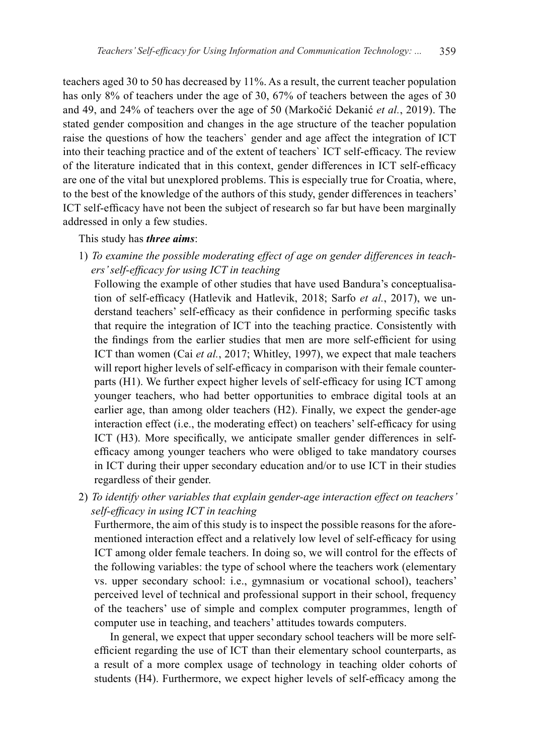teachers aged 30 to 50 has decreased by 11%. As a result, the current teacher population has only 8% of teachers under the age of 30, 67% of teachers between the ages of 30 and 49, and 24% of teachers over the age of 50 (Markočić Dekanić *et al.*, 2019). The stated gender composition and changes in the age structure of the teacher population raise the questions of how the teachers` gender and age affect the integration of ICT into their teaching practice and of the extent of teachers` ICT self-efficacy. The review of the literature indicated that in this context, gender differences in ICT self-efficacy are one of the vital but unexplored problems. This is especially true for Croatia, where, to the best of the knowledge of the authors of this study, gender differences in teachers' ICT self-efficacy have not been the subject of research so far but have been marginally addressed in only a few studies.

This study has ***three aims***:

1) *To examine the possible moderating effect of age on gender differences in teachers' self-efficacy for using ICT in teaching*

   Following the example of other studies that have used Bandura's conceptualisation of self-efficacy (Hatlevik and Hatlevik, 2018; Sarfo *et al.*, 2017), we understand teachers' self-efficacy as their confidence in performing specific tasks that require the integration of ICT into the teaching practice. Consistently with the findings from the earlier studies that men are more self-efficient for using ICT than women (Cai *et al.*, 2017; Whitley, 1997), we expect that male teachers will report higher levels of self-efficacy in comparison with their female counterparts (H1). We further expect higher levels of self-efficacy for using ICT among younger teachers, who had better opportunities to embrace digital tools at an earlier age, than among older teachers (H2). Finally, we expect the gender-age interaction effect (i.e., the moderating effect) on teachers' self-efficacy for using ICT (H3). More specifically, we anticipate smaller gender differences in self-efficacy among younger teachers who were obliged to take mandatory courses in ICT during their upper secondary education and/or to use ICT in their studies regardless of their gender.

2) *To identify other variables that explain gender-age interaction effect on teachers' self-efficacy in using ICT in teaching*

   Furthermore, the aim of this study is to inspect the possible reasons for the aforementioned interaction effect and a relatively low level of self-efficacy for using ICT among older female teachers. In doing so, we will control for the effects of the following variables: the type of school where the teachers work (elementary vs. upper secondary school: i.e., gymnasium or vocational school), teachers' perceived level of technical and professional support in their school, frequency of the teachers' use of simple and complex computer programmes, length of computer use in teaching, and teachers' attitudes towards computers.

   In general, we expect that upper secondary school teachers will be more self-efficient regarding the use of ICT than their elementary school counterparts, as a result of a more complex usage of technology in teaching older cohorts of students (H4). Furthermore, we expect higher levels of self-efficacy among the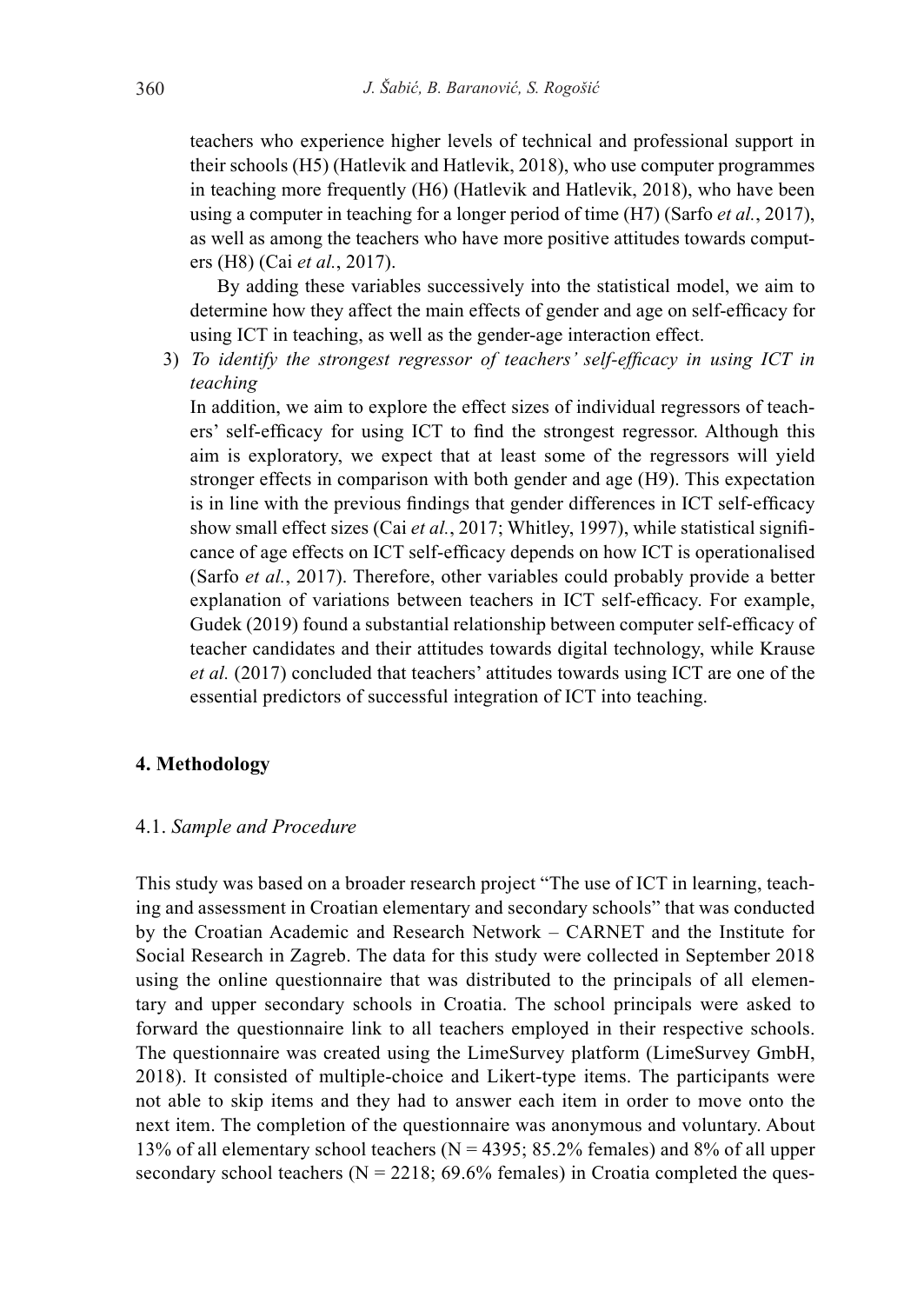teachers who experience higher levels of technical and professional support in their schools (H5) (Hatlevik and Hatlevik, 2018), who use computer programmes in teaching more frequently (H6) (Hatlevik and Hatlevik, 2018), who have been using a computer in teaching for a longer period of time (H7) (Sarfo *et al.*, 2017), as well as among the teachers who have more positive attitudes towards computers (H8) (Cai *et al.*, 2017).

By adding these variables successively into the statistical model, we aim to determine how they affect the main effects of gender and age on self-efficacy for using ICT in teaching, as well as the gender-age interaction effect.

3) *To identify the strongest regressor of teachers' self-efficacy in using ICT in teaching*

In addition, we aim to explore the effect sizes of individual regressors of teachers' self-efficacy for using ICT to find the strongest regressor. Although this aim is exploratory, we expect that at least some of the regressors will yield stronger effects in comparison with both gender and age (H9). This expectation is in line with the previous findings that gender differences in ICT self-efficacy show small effect sizes (Cai *et al.*, 2017; Whitley, 1997), while statistical significance of age effects on ICT self-efficacy depends on how ICT is operationalised (Sarfo *et al.*, 2017). Therefore, other variables could probably provide a better explanation of variations between teachers in ICT self-efficacy. For example, Gudek (2019) found a substantial relationship between computer self-efficacy of teacher candidates and their attitudes towards digital technology, while Krause *et al.* (2017) concluded that teachers' attitudes towards using ICT are one of the essential predictors of successful integration of ICT into teaching.

## 4. Methodology

### 4.1. *Sample and Procedure*

This study was based on a broader research project "The use of ICT in learning, teaching and assessment in Croatian elementary and secondary schools" that was conducted by the Croatian Academic and Research Network – CARNET and the Institute for Social Research in Zagreb. The data for this study were collected in September 2018 using the online questionnaire that was distributed to the principals of all elementary and upper secondary schools in Croatia. The school principals were asked to forward the questionnaire link to all teachers employed in their respective schools. The questionnaire was created using the LimeSurvey platform (LimeSurvey GmbH, 2018). It consisted of multiple-choice and Likert-type items. The participants were not able to skip items and they had to answer each item in order to move onto the next item. The completion of the questionnaire was anonymous and voluntary. About 13% of all elementary school teachers (N = 4395; 85.2% females) and 8% of all upper secondary school teachers (N = 2218; 69.6% females) in Croatia completed the ques-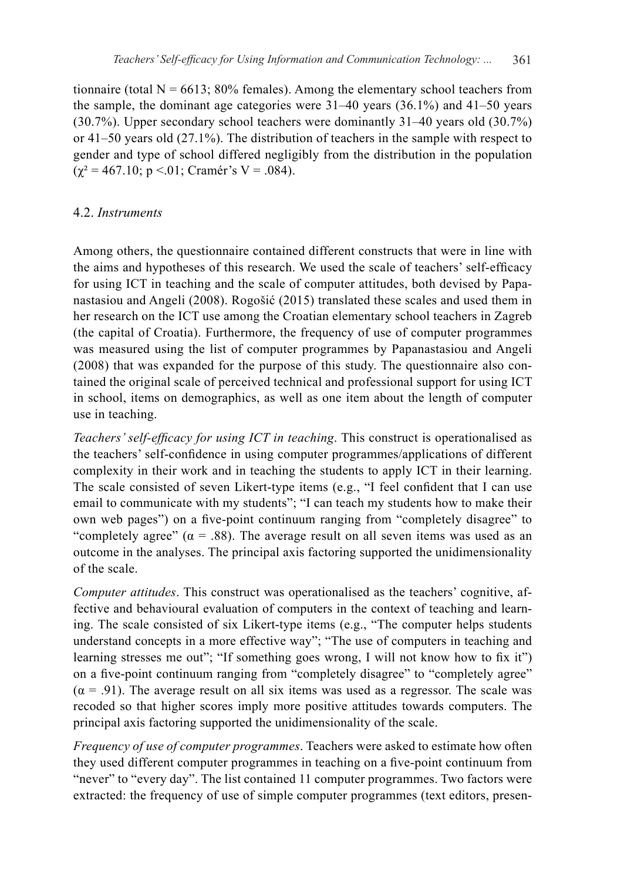tionnaire (total N = 6613; 80% females). Among the elementary school teachers from the sample, the dominant age categories were 31–40 years (36.1%) and 41–50 years (30.7%). Upper secondary school teachers were dominantly 31–40 years old (30.7%) or 41–50 years old (27.1%). The distribution of teachers in the sample with respect to gender and type of school differed negligibly from the distribution in the population ($\chi^2 = 467.10$; $p < .01$; Cramér's V = .084).

### 4.2. *Instruments*

Among others, the questionnaire contained different constructs that were in line with the aims and hypotheses of this research. We used the scale of teachers' self-efficacy for using ICT in teaching and the scale of computer attitudes, both devised by Papanastasiou and Angeli (2008). Rogošić (2015) translated these scales and used them in her research on the ICT use among the Croatian elementary school teachers in Zagreb (the capital of Croatia). Furthermore, the frequency of use of computer programmes was measured using the list of computer programmes by Papanastasiou and Angeli (2008) that was expanded for the purpose of this study. The questionnaire also contained the original scale of perceived technical and professional support for using ICT in school, items on demographics, as well as one item about the length of computer use in teaching.

*Teachers' self-efficacy for using ICT in teaching*. This construct is operationalised as the teachers' self-confidence in using computer programmes/applications of different complexity in their work and in teaching the students to apply ICT in their learning. The scale consisted of seven Likert-type items (e.g., "I feel confident that I can use email to communicate with my students"; "I can teach my students how to make their own web pages") on a five-point continuum ranging from "completely disagree" to "completely agree" ($\alpha = .88$). The average result on all seven items was used as an outcome in the analyses. The principal axis factoring supported the unidimensionality of the scale.

*Computer attitudes*. This construct was operationalised as the teachers' cognitive, affective and behavioural evaluation of computers in the context of teaching and learning. The scale consisted of six Likert-type items (e.g., "The computer helps students understand concepts in a more effective way"; "The use of computers in teaching and learning stresses me out"; "If something goes wrong, I will not know how to fix it") on a five-point continuum ranging from "completely disagree" to "completely agree" ($\alpha = .91$). The average result on all six items was used as a regressor. The scale was recoded so that higher scores imply more positive attitudes towards computers. The principal axis factoring supported the unidimensionality of the scale.

*Frequency of use of computer programmes*. Teachers were asked to estimate how often they used different computer programmes in teaching on a five-point continuum from "never" to "every day". The list contained 11 computer programmes. Two factors were extracted: the frequency of use of simple computer programmes (text editors, presen-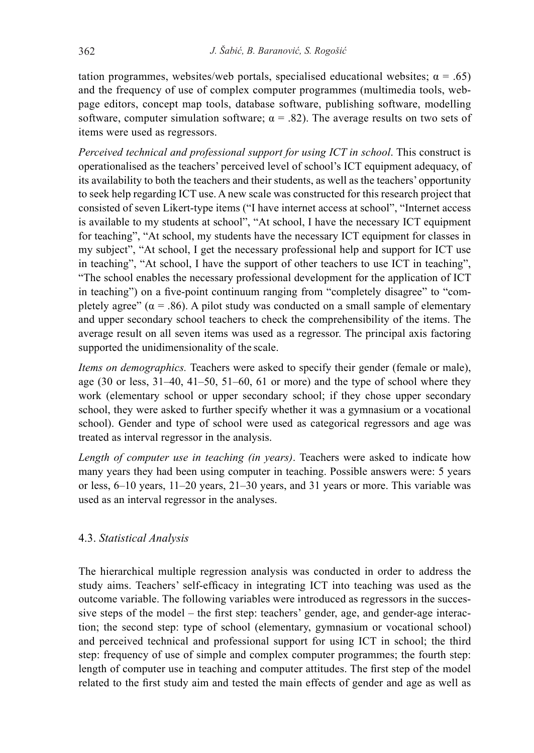tation programmes, websites/web portals, specialised educational websites; $\alpha = .65$) and the frequency of use of complex computer programmes (multimedia tools, web-page editors, concept map tools, database software, publishing software, modelling software, computer simulation software; $\alpha = .82$). The average results on two sets of items were used as regressors.

*Perceived technical and professional support for using ICT in school*. This construct is operationalised as the teachers' perceived level of school's ICT equipment adequacy, of its availability to both the teachers and their students, as well as the teachers' opportunity to seek help regarding ICT use. A new scale was constructed for this research project that consisted of seven Likert-type items ("I have internet access at school", "Internet access is available to my students at school", "At school, I have the necessary ICT equipment for teaching", "At school, my students have the necessary ICT equipment for classes in my subject", "At school, I get the necessary professional help and support for ICT use in teaching", "At school, I have the support of other teachers to use ICT in teaching", "The school enables the necessary professional development for the application of ICT in teaching") on a five-point continuum ranging from "completely disagree" to "completely agree" ($\alpha = .86$). A pilot study was conducted on a small sample of elementary and upper secondary school teachers to check the comprehensibility of the items. The average result on all seven items was used as a regressor. The principal axis factoring supported the unidimensionality of the scale.

*Items on demographics.* Teachers were asked to specify their gender (female or male), age (30 or less, 31–40, 41–50, 51–60, 61 or more) and the type of school where they work (elementary school or upper secondary school; if they chose upper secondary school, they were asked to further specify whether it was a gymnasium or a vocational school). Gender and type of school were used as categorical regressors and age was treated as interval regressor in the analysis.

*Length of computer use in teaching (in years)*. Teachers were asked to indicate how many years they had been using computer in teaching. Possible answers were: 5 years or less, 6–10 years, 11–20 years, 21–30 years, and 31 years or more. This variable was used as an interval regressor in the analyses.

### 4.3. *Statistical Analysis*

The hierarchical multiple regression analysis was conducted in order to address the study aims. Teachers' self-efficacy in integrating ICT into teaching was used as the outcome variable. The following variables were introduced as regressors in the successive steps of the model – the first step: teachers' gender, age, and gender-age interaction; the second step: type of school (elementary, gymnasium or vocational school) and perceived technical and professional support for using ICT in school; the third step: frequency of use of simple and complex computer programmes; the fourth step: length of computer use in teaching and computer attitudes. The first step of the model related to the first study aim and tested the main effects of gender and age as well as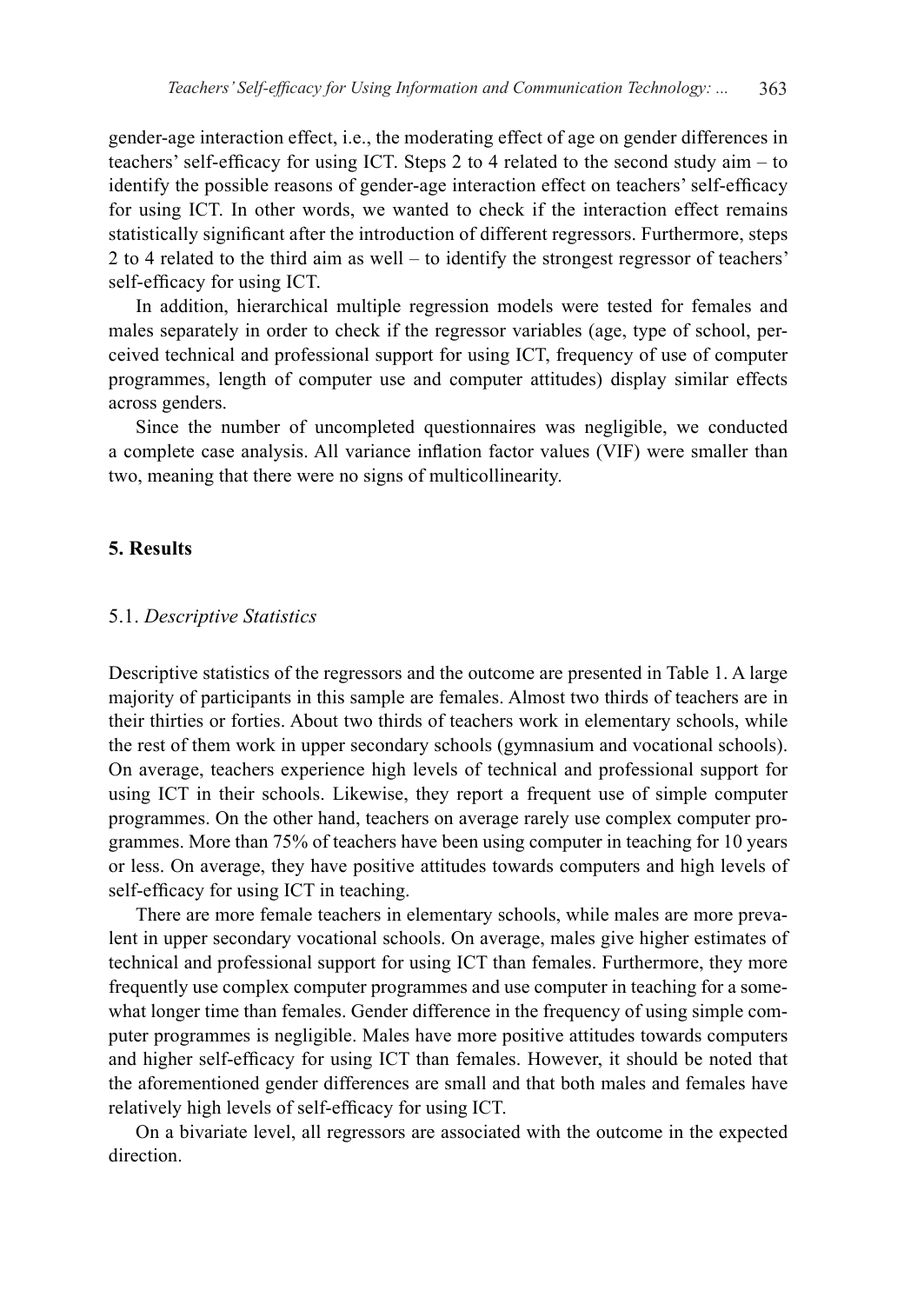gender-age interaction effect, i.e., the moderating effect of age on gender differences in teachers' self-efficacy for using ICT. Steps 2 to 4 related to the second study aim – to identify the possible reasons of gender-age interaction effect on teachers' self-efficacy for using ICT. In other words, we wanted to check if the interaction effect remains statistically significant after the introduction of different regressors. Furthermore, steps 2 to 4 related to the third aim as well – to identify the strongest regressor of teachers' self-efficacy for using ICT.

In addition, hierarchical multiple regression models were tested for females and males separately in order to check if the regressor variables (age, type of school, perceived technical and professional support for using ICT, frequency of use of computer programmes, length of computer use and computer attitudes) display similar effects across genders.

Since the number of uncompleted questionnaires was negligible, we conducted a complete case analysis. All variance inflation factor values (VIF) were smaller than two, meaning that there were no signs of multicollinearity.

## 5. Results

### 5.1. *Descriptive Statistics*

Descriptive statistics of the regressors and the outcome are presented in Table 1. A large majority of participants in this sample are females. Almost two thirds of teachers are in their thirties or forties. About two thirds of teachers work in elementary schools, while the rest of them work in upper secondary schools (gymnasium and vocational schools). On average, teachers experience high levels of technical and professional support for using ICT in their schools. Likewise, they report a frequent use of simple computer programmes. On the other hand, teachers on average rarely use complex computer programmes. More than 75% of teachers have been using computer in teaching for 10 years or less. On average, they have positive attitudes towards computers and high levels of self-efficacy for using ICT in teaching.

There are more female teachers in elementary schools, while males are more prevalent in upper secondary vocational schools. On average, males give higher estimates of technical and professional support for using ICT than females. Furthermore, they more frequently use complex computer programmes and use computer in teaching for a somewhat longer time than females. Gender difference in the frequency of using simple computer programmes is negligible. Males have more positive attitudes towards computers and higher self-efficacy for using ICT than females. However, it should be noted that the aforementioned gender differences are small and that both males and females have relatively high levels of self-efficacy for using ICT.

On a bivariate level, all regressors are associated with the outcome in the expected direction.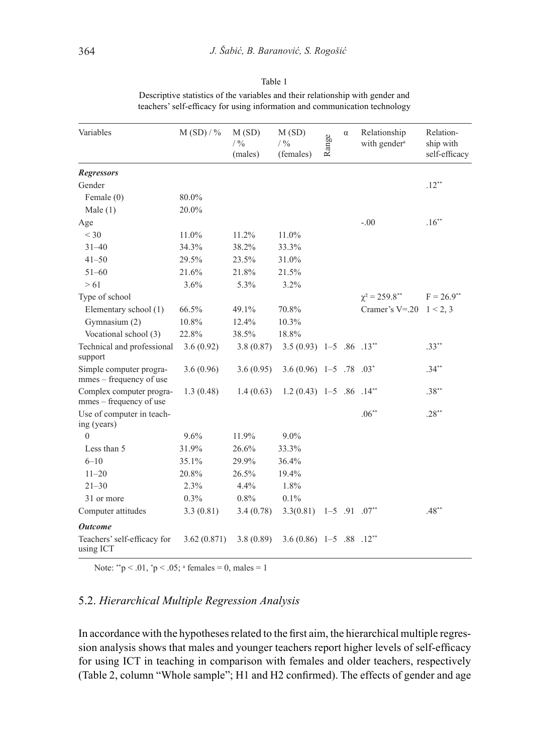Table 1

Descriptive statistics of the variables and their relationship with gender and teachers' self-efficacy for using information and communication technology

| Variables | M (SD) / % | M (SD) / % (males) | M (SD) / % (females) | Range | α | Relationship with gender[a] | Relationship with self-efficacy |
|---|---|---|---|---|---|---|---|
| ***Regressors*** | | | | | | | |
| Gender | | | | | | | .12** |
| Female (0) | 80.0% | | | | | | |
| Male (1) | 20.0% | | | | | | |
| Age | | | | | | -.00 | .16** |
| < 30 | 11.0% | 11.2% | 11.0% | | | | |
| 31–40 | 34.3% | 38.2% | 33.3% | | | | |
| 41–50 | 29.5% | 23.5% | 31.0% | | | | |
| 51–60 | 21.6% | 21.8% | 21.5% | | | | |
| > 61 | 3.6% | 5.3% | 3.2% | | | | |
| Type of school | | | | | | $\chi^2 = 259.8$** Cramer's V=.20 | $F = 26.9$** $1 < 2, 3$ |
| Elementary school (1) | 66.5% | 49.1% | 70.8% | | | | |
| Gymnasium (2) | 10.8% | 12.4% | 10.3% | | | | |
| Vocational school (3) | 22.8% | 38.5% | 18.8% | | | | |
| Technical and professional support | 3.6 (0.92) | 3.8 (0.87) | 3.5 (0.93) | 1–5 | .86 | .13** | .33** |
| Simple computer programmes – frequency of use | 3.6 (0.96) | 3.6 (0.95) | 3.6 (0.96) | 1–5 | .78 | .03* | .34** |
| Complex computer programmes – frequency of use | 1.3 (0.48) | 1.4 (0.63) | 1.2 (0.43) | 1–5 | .86 | .14** | .38** |
| Use of computer in teaching (years) | | | | | | .06** | .28** |
| 0 | 9.6% | 11.9% | 9.0% | | | | |
| Less than 5 | 31.9% | 26.6% | 33.3% | | | | |
| 6–10 | 35.1% | 29.9% | 36.4% | | | | |
| 11–20 | 20.8% | 26.5% | 19.4% | | | | |
| 21–30 | 2.3% | 4.4% | 1.8% | | | | |
| 31 or more | 0.3% | 0.8% | 0.1% | | | | |
| Computer attitudes | 3.3 (0.81) | 3.4 (0.78) | 3.3(0.81) | 1–5 | .91 | .07** | .48** |
| ***Outcome*** | | | | | | | |
| Teachers' self-efficacy for using ICT | 3.62 (0.871) | 3.8 (0.89) | 3.6 (0.86) | 1–5 | .88 | .12** | |

Note: **$p < .01$, *$p < .05$; [a] females = 0, males = 1

## 5.2. *Hierarchical Multiple Regression Analysis*

In accordance with the hypotheses related to the first aim, the hierarchical multiple regression analysis shows that males and younger teachers report higher levels of self-efficacy for using ICT in teaching in comparison with females and older teachers, respectively (Table 2, column "Whole sample"; H1 and H2 confirmed). The effects of gender and age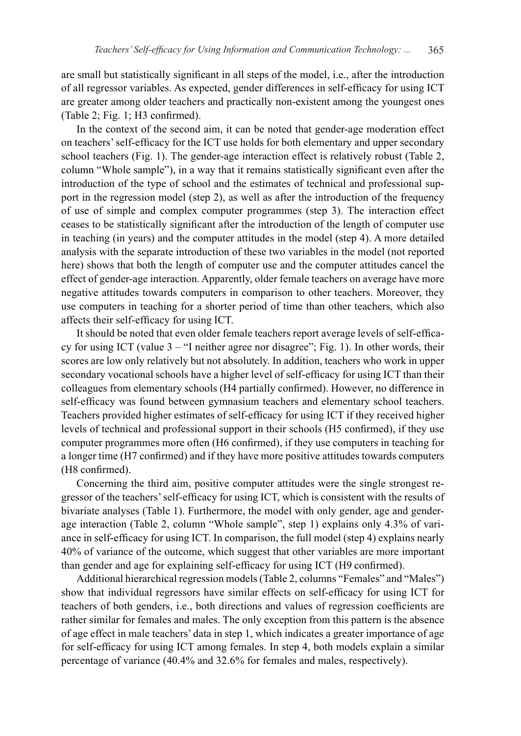are small but statistically significant in all steps of the model, i.e., after the introduction of all regressor variables. As expected, gender differences in self-efficacy for using ICT are greater among older teachers and practically non-existent among the youngest ones (Table 2; Fig. 1; H3 confirmed).

In the context of the second aim, it can be noted that gender-age moderation effect on teachers' self-efficacy for the ICT use holds for both elementary and upper secondary school teachers (Fig. 1). The gender-age interaction effect is relatively robust (Table 2, column "Whole sample"), in a way that it remains statistically significant even after the introduction of the type of school and the estimates of technical and professional support in the regression model (step 2), as well as after the introduction of the frequency of use of simple and complex computer programmes (step 3). The interaction effect ceases to be statistically significant after the introduction of the length of computer use in teaching (in years) and the computer attitudes in the model (step 4). A more detailed analysis with the separate introduction of these two variables in the model (not reported here) shows that both the length of computer use and the computer attitudes cancel the effect of gender-age interaction. Apparently, older female teachers on average have more negative attitudes towards computers in comparison to other teachers. Moreover, they use computers in teaching for a shorter period of time than other teachers, which also affects their self-efficacy for using ICT.

It should be noted that even older female teachers report average levels of self-efficacy for using ICT (value 3 – "I neither agree nor disagree"; Fig. 1). In other words, their scores are low only relatively but not absolutely. In addition, teachers who work in upper secondary vocational schools have a higher level of self-efficacy for using ICT than their colleagues from elementary schools (H4 partially confirmed). However, no difference in self-efficacy was found between gymnasium teachers and elementary school teachers. Teachers provided higher estimates of self-efficacy for using ICT if they received higher levels of technical and professional support in their schools (H5 confirmed), if they use computer programmes more often (H6 confirmed), if they use computers in teaching for a longer time (H7 confirmed) and if they have more positive attitudes towards computers (H8 confirmed).

Concerning the third aim, positive computer attitudes were the single strongest regressor of the teachers' self-efficacy for using ICT, which is consistent with the results of bivariate analyses (Table 1). Furthermore, the model with only gender, age and gender-age interaction (Table 2, column "Whole sample", step 1) explains only 4.3% of variance in self-efficacy for using ICT. In comparison, the full model (step 4) explains nearly 40% of variance of the outcome, which suggest that other variables are more important than gender and age for explaining self-efficacy for using ICT (H9 confirmed).

Additional hierarchical regression models (Table 2, columns "Females" and "Males") show that individual regressors have similar effects on self-efficacy for using ICT for teachers of both genders, i.e., both directions and values of regression coefficients are rather similar for females and males. The only exception from this pattern is the absence of age effect in male teachers' data in step 1, which indicates a greater importance of age for self-efficacy for using ICT among females. In step 4, both models explain a similar percentage of variance (40.4% and 32.6% for females and males, respectively).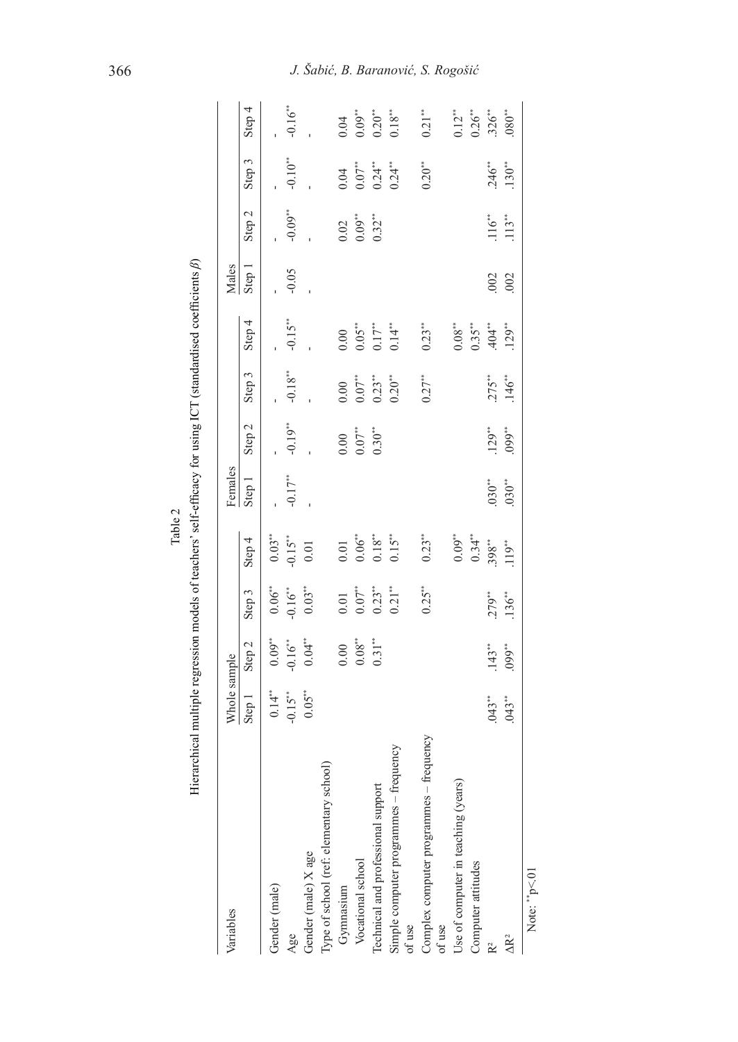Table 2

Hierarchical multiple regression models of teachers' self-efficacy for using ICT (standardised coefficients $\beta$)

| Variables | Whole sample | | | | Females | | | | Males | | | |
|---|---|---|---|---|---|---|---|---|---|---|---|---|
| | Step 1 | Step 2 | Step 3 | Step 4 | Step 1 | Step 2 | Step 3 | Step 4 | Step 1 | Step 2 | Step 3 | Step 4 |
| Gender (male) | $0.14^{**}$ | $0.09^{**}$ | $0.06^{**}$ | $0.03^{**}$ | - | - | - | - | - | - | - | - |
| Age | $-0.15^{**}$ | $-0.16^{**}$ | $-0.16^{**}$ | $-0.15^{**}$ | $-0.17^{**}$ | $-0.19^{**}$ | $-0.18^{**}$ | $-0.15^{**}$ | -0.05 | $-0.09^{**}$ | $-0.10^{**}$ | $-0.16^{**}$ |
| Gender (male) X age | $0.05^{**}$ | $0.04^{**}$ | $0.03^{**}$ | 0.01 | - | - | - | - | - | - | - | - |
| Type of school (ref. elementary school) | | | | | | | | | | | | |
| Gymnasium | | 0.00 | 0.01 | 0.01 | | 0.00 | 0.00 | 0.00 | | 0.02 | 0.04 | 0.04 |
| Vocational school | | $0.08^{**}$ | $0.07^{**}$ | $0.06^{**}$ | | $0.07^{**}$ | $0.07^{**}$ | $0.05^{**}$ | | $0.09^{**}$ | $0.07^{**}$ | $0.09^{**}$ |
| Technical and professional support | | $0.31^{**}$ | $0.23^{**}$ | $0.18^{**}$ | | $0.30^{**}$ | $0.23^{**}$ | $0.17^{**}$ | | $0.32^{**}$ | $0.24^{**}$ | $0.20^{**}$ |
| Simple computer programmes – frequency of use | | | $0.21^{**}$ | $0.15^{**}$ | | | $0.20^{**}$ | $0.14^{**}$ | | | $0.24^{**}$ | $0.18^{**}$ |
| Complex computer programmes – frequency of use | | | $0.25^{**}$ | $0.23^{**}$ | | | $0.27^{**}$ | $0.23^{**}$ | | | $0.20^{**}$ | $0.21^{**}$ |
| Use of computer in teaching (years) | | | | $0.09^{**}$ | | | | $0.08^{**}$ | | | | $0.12^{**}$ |
| Computer attitudes | | | | $0.34^{**}$ | | | | $0.35^{**}$ | | | | $0.26^{**}$ |
| $R^2$ | $.043^{**}$ | $.143^{**}$ | $.279^{**}$ | $.398^{**}$ | $.030^{**}$ | $.129^{**}$ | $.275^{**}$ | $.404^{**}$ | .002 | $.116^{**}$ | $.246^{**}$ | $.326^{**}$ |
| $\Delta R^2$ | $.043^{**}$ | $.099^{**}$ | $.136^{**}$ | $.119^{**}$ | $.030^{**}$ | $.099^{**}$ | $.146^{**}$ | $.129^{**}$ | .002 | $.113^{**}$ | $.130^{**}$ | $.080^{**}$ |

Note: $^{**}p<.01$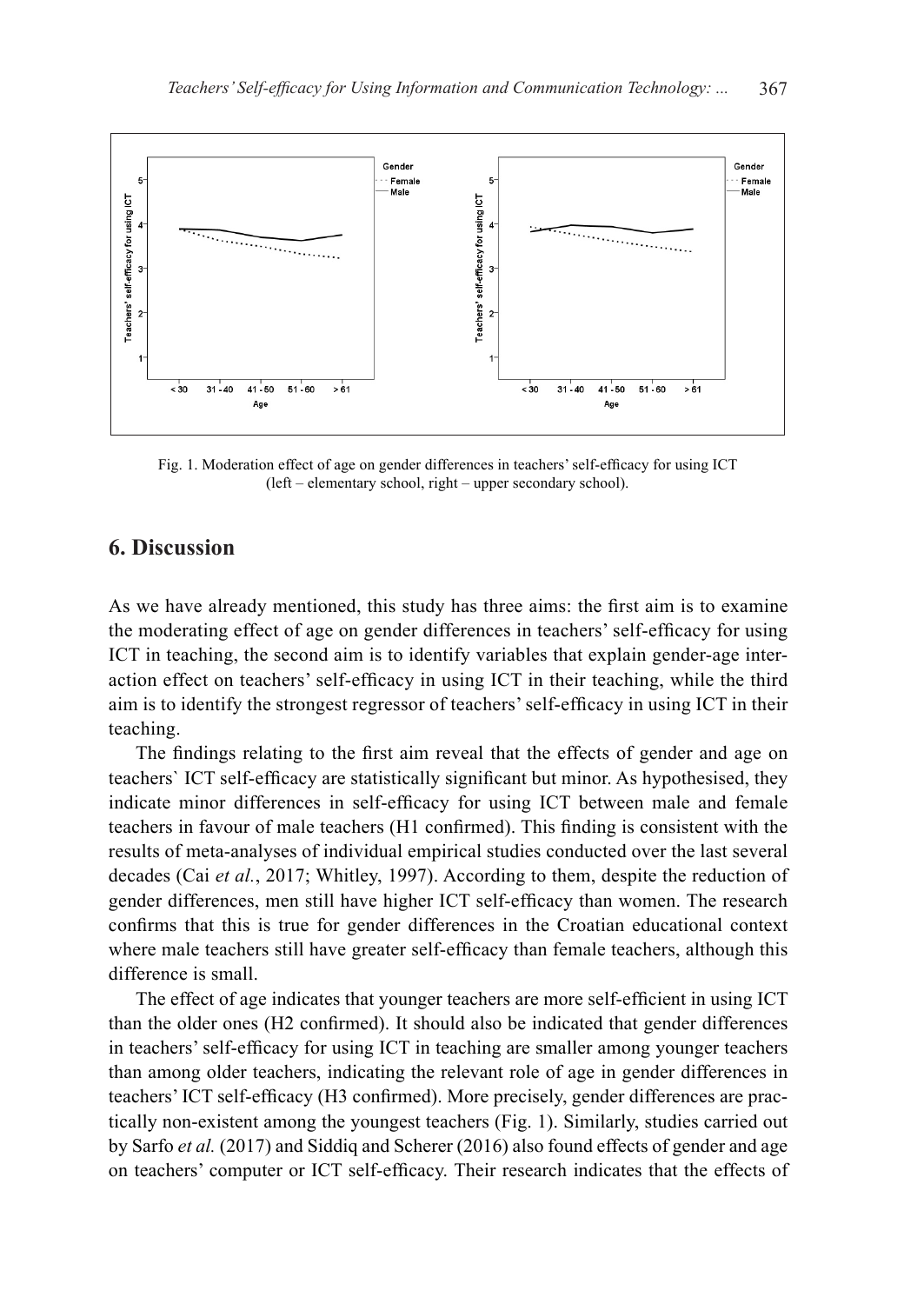Fig. 1. Moderation effect of age on gender differences in teachers' self-efficacy for using ICT (left – elementary school, right – upper secondary school).

## 6. Discussion

As we have already mentioned, this study has three aims: the first aim is to examine the moderating effect of age on gender differences in teachers' self-efficacy for using ICT in teaching, the second aim is to identify variables that explain gender-age interaction effect on teachers' self-efficacy in using ICT in their teaching, while the third aim is to identify the strongest regressor of teachers' self-efficacy in using ICT in their teaching.

The findings relating to the first aim reveal that the effects of gender and age on teachers` ICT self-efficacy are statistically significant but minor. As hypothesised, they indicate minor differences in self-efficacy for using ICT between male and female teachers in favour of male teachers (H1 confirmed). This finding is consistent with the results of meta-analyses of individual empirical studies conducted over the last several decades (Cai *et al.*, 2017; Whitley, 1997). According to them, despite the reduction of gender differences, men still have higher ICT self-efficacy than women. The research confirms that this is true for gender differences in the Croatian educational context where male teachers still have greater self-efficacy than female teachers, although this difference is small.

The effect of age indicates that younger teachers are more self-efficient in using ICT than the older ones (H2 confirmed). It should also be indicated that gender differences in teachers' self-efficacy for using ICT in teaching are smaller among younger teachers than among older teachers, indicating the relevant role of age in gender differences in teachers' ICT self-efficacy (H3 confirmed). More precisely, gender differences are practically non-existent among the youngest teachers (Fig. 1). Similarly, studies carried out by Sarfo *et al.* (2017) and Siddiq and Scherer (2016) also found effects of gender and age on teachers' computer or ICT self-efficacy. Their research indicates that the effects of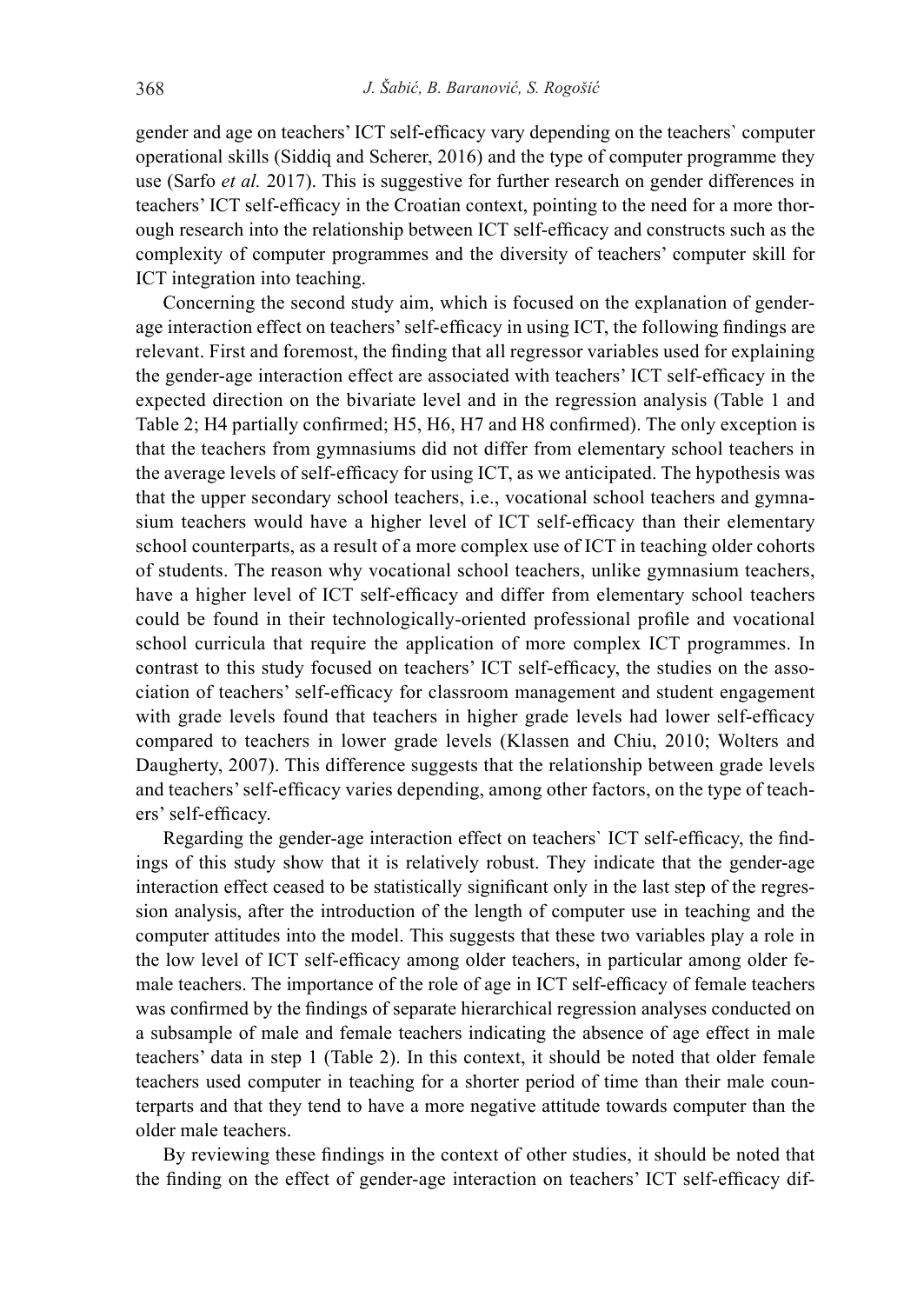gender and age on teachers' ICT self-efficacy vary depending on the teachers` computer operational skills (Siddiq and Scherer, 2016) and the type of computer programme they use (Sarfo *et al.* 2017). This is suggestive for further research on gender differences in teachers' ICT self-efficacy in the Croatian context, pointing to the need for a more thorough research into the relationship between ICT self-efficacy and constructs such as the complexity of computer programmes and the diversity of teachers' computer skill for ICT integration into teaching.

Concerning the second study aim, which is focused on the explanation of gender-age interaction effect on teachers' self-efficacy in using ICT, the following findings are relevant. First and foremost, the finding that all regressor variables used for explaining the gender-age interaction effect are associated with teachers' ICT self-efficacy in the expected direction on the bivariate level and in the regression analysis (Table 1 and Table 2; H4 partially confirmed; H5, H6, H7 and H8 confirmed). The only exception is that the teachers from gymnasiums did not differ from elementary school teachers in the average levels of self-efficacy for using ICT, as we anticipated. The hypothesis was that the upper secondary school teachers, i.e., vocational school teachers and gymnasium teachers would have a higher level of ICT self-efficacy than their elementary school counterparts, as a result of a more complex use of ICT in teaching older cohorts of students. The reason why vocational school teachers, unlike gymnasium teachers, have a higher level of ICT self-efficacy and differ from elementary school teachers could be found in their technologically-oriented professional profile and vocational school curricula that require the application of more complex ICT programmes. In contrast to this study focused on teachers' ICT self-efficacy, the studies on the association of teachers' self-efficacy for classroom management and student engagement with grade levels found that teachers in higher grade levels had lower self-efficacy compared to teachers in lower grade levels (Klassen and Chiu, 2010; Wolters and Daugherty, 2007). This difference suggests that the relationship between grade levels and teachers' self-efficacy varies depending, among other factors, on the type of teachers' self-efficacy.

Regarding the gender-age interaction effect on teachers` ICT self-efficacy, the findings of this study show that it is relatively robust. They indicate that the gender-age interaction effect ceased to be statistically significant only in the last step of the regression analysis, after the introduction of the length of computer use in teaching and the computer attitudes into the model. This suggests that these two variables play a role in the low level of ICT self-efficacy among older teachers, in particular among older female teachers. The importance of the role of age in ICT self-efficacy of female teachers was confirmed by the findings of separate hierarchical regression analyses conducted on a subsample of male and female teachers indicating the absence of age effect in male teachers' data in step 1 (Table 2). In this context, it should be noted that older female teachers used computer in teaching for a shorter period of time than their male counterparts and that they tend to have a more negative attitude towards computer than the older male teachers.

By reviewing these findings in the context of other studies, it should be noted that the finding on the effect of gender-age interaction on teachers' ICT self-efficacy dif-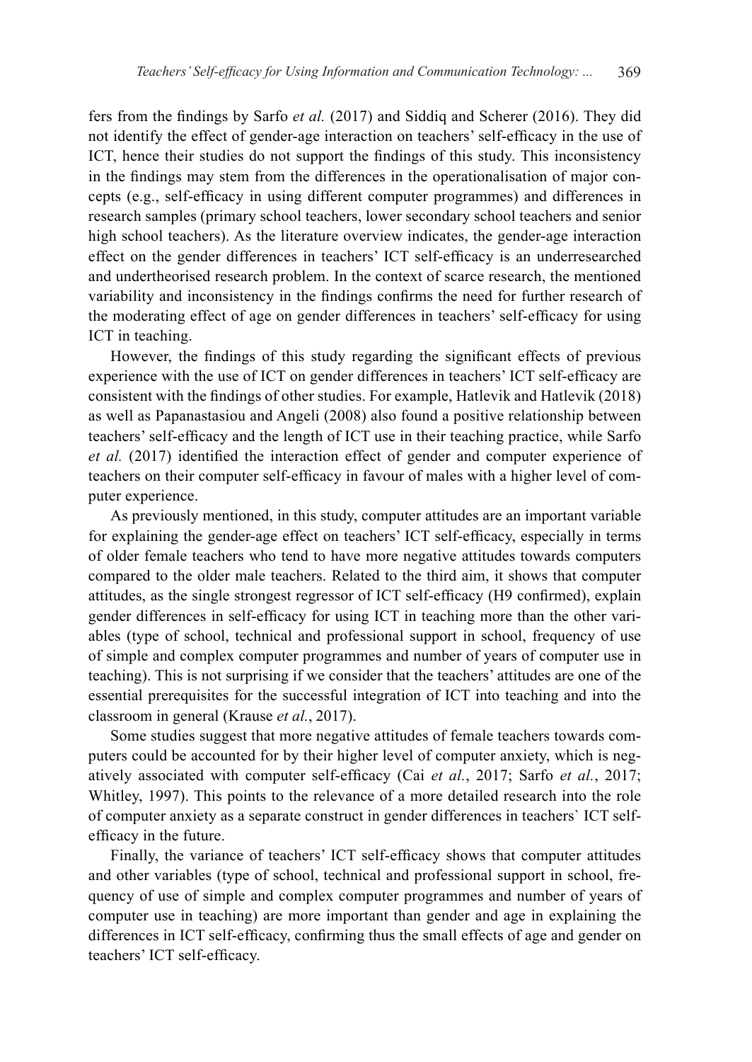fers from the findings by Sarfo *et al.* (2017) and Siddiq and Scherer (2016). They did not identify the effect of gender-age interaction on teachers' self-efficacy in the use of ICT, hence their studies do not support the findings of this study. This inconsistency in the findings may stem from the differences in the operationalisation of major concepts (e.g., self-efficacy in using different computer programmes) and differences in research samples (primary school teachers, lower secondary school teachers and senior high school teachers). As the literature overview indicates, the gender-age interaction effect on the gender differences in teachers' ICT self-efficacy is an underresearched and undertheorised research problem. In the context of scarce research, the mentioned variability and inconsistency in the findings confirms the need for further research of the moderating effect of age on gender differences in teachers' self-efficacy for using ICT in teaching.

However, the findings of this study regarding the significant effects of previous experience with the use of ICT on gender differences in teachers' ICT self-efficacy are consistent with the findings of other studies. For example, Hatlevik and Hatlevik (2018) as well as Papanastasiou and Angeli (2008) also found a positive relationship between teachers' self-efficacy and the length of ICT use in their teaching practice, while Sarfo *et al.* (2017) identified the interaction effect of gender and computer experience of teachers on their computer self-efficacy in favour of males with a higher level of computer experience.

As previously mentioned, in this study, computer attitudes are an important variable for explaining the gender-age effect on teachers' ICT self-efficacy, especially in terms of older female teachers who tend to have more negative attitudes towards computers compared to the older male teachers. Related to the third aim, it shows that computer attitudes, as the single strongest regressor of ICT self-efficacy (H9 confirmed), explain gender differences in self-efficacy for using ICT in teaching more than the other variables (type of school, technical and professional support in school, frequency of use of simple and complex computer programmes and number of years of computer use in teaching). This is not surprising if we consider that the teachers' attitudes are one of the essential prerequisites for the successful integration of ICT into teaching and into the classroom in general (Krause *et al.*, 2017).

Some studies suggest that more negative attitudes of female teachers towards computers could be accounted for by their higher level of computer anxiety, which is negatively associated with computer self-efficacy (Cai *et al.*, 2017; Sarfo *et al.*, 2017; Whitley, 1997). This points to the relevance of a more detailed research into the role of computer anxiety as a separate construct in gender differences in teachers` ICT self-efficacy in the future.

Finally, the variance of teachers' ICT self-efficacy shows that computer attitudes and other variables (type of school, technical and professional support in school, frequency of use of simple and complex computer programmes and number of years of computer use in teaching) are more important than gender and age in explaining the differences in ICT self-efficacy, confirming thus the small effects of age and gender on teachers' ICT self-efficacy.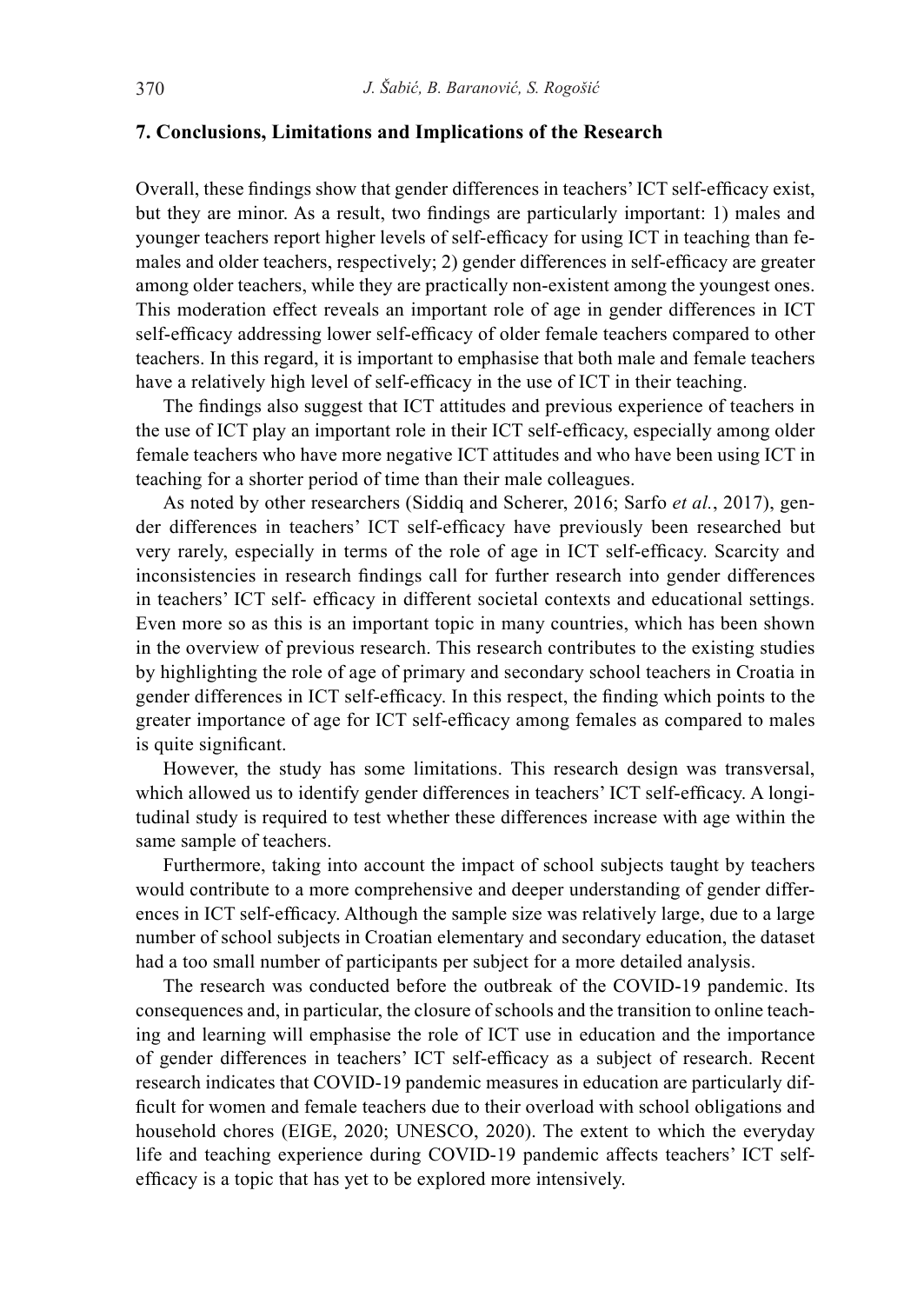## 7. Conclusions, Limitations and Implications of the Research

Overall, these findings show that gender differences in teachers' ICT self-efficacy exist, but they are minor. As a result, two findings are particularly important: 1) males and younger teachers report higher levels of self-efficacy for using ICT in teaching than females and older teachers, respectively; 2) gender differences in self-efficacy are greater among older teachers, while they are practically non-existent among the youngest ones. This moderation effect reveals an important role of age in gender differences in ICT self-efficacy addressing lower self-efficacy of older female teachers compared to other teachers. In this regard, it is important to emphasise that both male and female teachers have a relatively high level of self-efficacy in the use of ICT in their teaching.

The findings also suggest that ICT attitudes and previous experience of teachers in the use of ICT play an important role in their ICT self-efficacy, especially among older female teachers who have more negative ICT attitudes and who have been using ICT in teaching for a shorter period of time than their male colleagues.

As noted by other researchers (Siddiq and Scherer, 2016; Sarfo *et al.*, 2017), gender differences in teachers' ICT self-efficacy have previously been researched but very rarely, especially in terms of the role of age in ICT self-efficacy. Scarcity and inconsistencies in research findings call for further research into gender differences in teachers' ICT self- efficacy in different societal contexts and educational settings. Even more so as this is an important topic in many countries, which has been shown in the overview of previous research. This research contributes to the existing studies by highlighting the role of age of primary and secondary school teachers in Croatia in gender differences in ICT self-efficacy. In this respect, the finding which points to the greater importance of age for ICT self-efficacy among females as compared to males is quite significant.

However, the study has some limitations. This research design was transversal, which allowed us to identify gender differences in teachers' ICT self-efficacy. A longitudinal study is required to test whether these differences increase with age within the same sample of teachers.

Furthermore, taking into account the impact of school subjects taught by teachers would contribute to a more comprehensive and deeper understanding of gender differences in ICT self-efficacy. Although the sample size was relatively large, due to a large number of school subjects in Croatian elementary and secondary education, the dataset had a too small number of participants per subject for a more detailed analysis.

The research was conducted before the outbreak of the COVID-19 pandemic. Its consequences and, in particular, the closure of schools and the transition to online teaching and learning will emphasise the role of ICT use in education and the importance of gender differences in teachers' ICT self-efficacy as a subject of research. Recent research indicates that COVID-19 pandemic measures in education are particularly difficult for women and female teachers due to their overload with school obligations and household chores (EIGE, 2020; UNESCO, 2020). The extent to which the everyday life and teaching experience during COVID-19 pandemic affects teachers' ICT self-efficacy is a topic that has yet to be explored more intensively.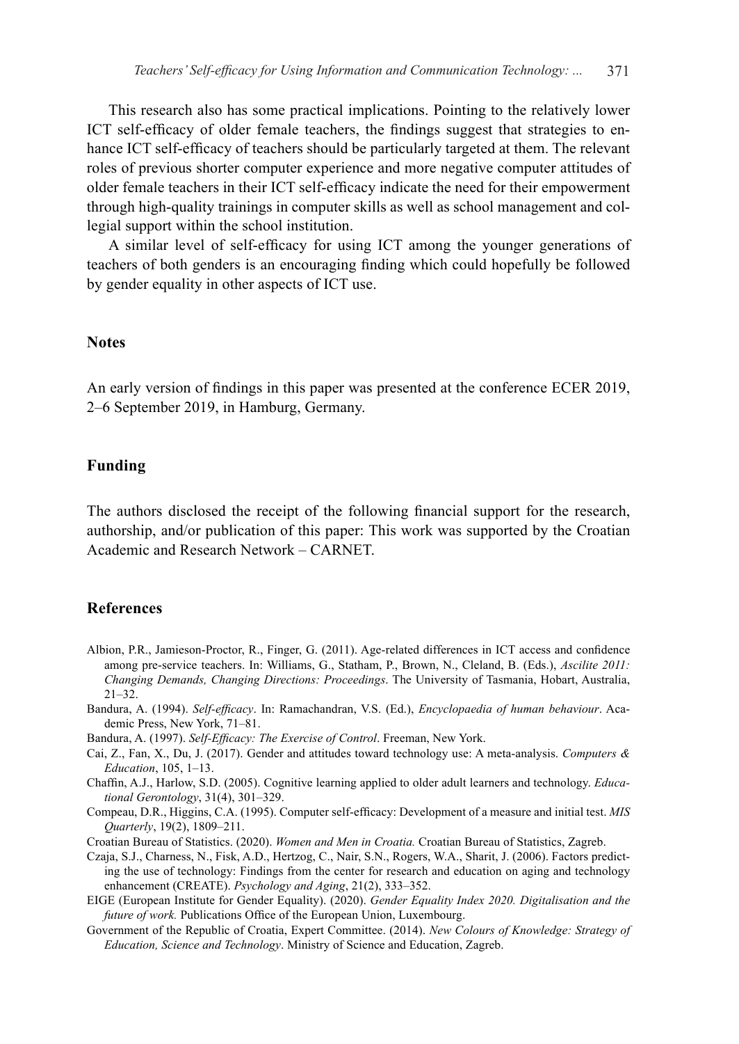This research also has some practical implications. Pointing to the relatively lower ICT self-efficacy of older female teachers, the findings suggest that strategies to enhance ICT self-efficacy of teachers should be particularly targeted at them. The relevant roles of previous shorter computer experience and more negative computer attitudes of older female teachers in their ICT self-efficacy indicate the need for their empowerment through high-quality trainings in computer skills as well as school management and collegial support within the school institution.

A similar level of self-efficacy for using ICT among the younger generations of teachers of both genders is an encouraging finding which could hopefully be followed by gender equality in other aspects of ICT use.

## Notes

An early version of findings in this paper was presented at the conference ECER 2019, 2–6 September 2019, in Hamburg, Germany.

## Funding

The authors disclosed the receipt of the following financial support for the research, authorship, and/or publication of this paper: This work was supported by the Croatian Academic and Research Network – CARNET.

## References

Albion, P.R., Jamieson-Proctor, R., Finger, G. (2011). Age-related differences in ICT access and confidence among pre-service teachers. In: Williams, G., Statham, P., Brown, N., Cleland, B. (Eds.), *Ascilite 2011: Changing Demands, Changing Directions: Proceedings*. The University of Tasmania, Hobart, Australia, 21–32.

Bandura, A. (1994). *Self-efficacy*. In: Ramachandran, V.S. (Ed.), *Encyclopaedia of human behaviour*. Academic Press, New York, 71–81.

Bandura, A. (1997). *Self-Efficacy: The Exercise of Control*. Freeman, New York.

Cai, Z., Fan, X., Du, J. (2017). Gender and attitudes toward technology use: A meta-analysis. *Computers & Education*, 105, 1–13.

Chaffin, A.J., Harlow, S.D. (2005). Cognitive learning applied to older adult learners and technology. *Educational Gerontology*, 31(4), 301–329.

Compeau, D.R., Higgins, C.A. (1995). Computer self-efficacy: Development of a measure and initial test. *MIS Quarterly*, 19(2), 1809–211.

Croatian Bureau of Statistics. (2020). *Women and Men in Croatia.* Croatian Bureau of Statistics, Zagreb.

Czaja, S.J., Charness, N., Fisk, A.D., Hertzog, C., Nair, S.N., Rogers, W.A., Sharit, J. (2006). Factors predicting the use of technology: Findings from the center for research and education on aging and technology enhancement (CREATE). *Psychology and Aging*, 21(2), 333–352.

EIGE (European Institute for Gender Equality). (2020). *Gender Equality Index 2020. Digitalisation and the future of work.* Publications Office of the European Union, Luxembourg.

Government of the Republic of Croatia, Expert Committee. (2014). *New Colours of Knowledge: Strategy of Education, Science and Technology*. Ministry of Science and Education, Zagreb.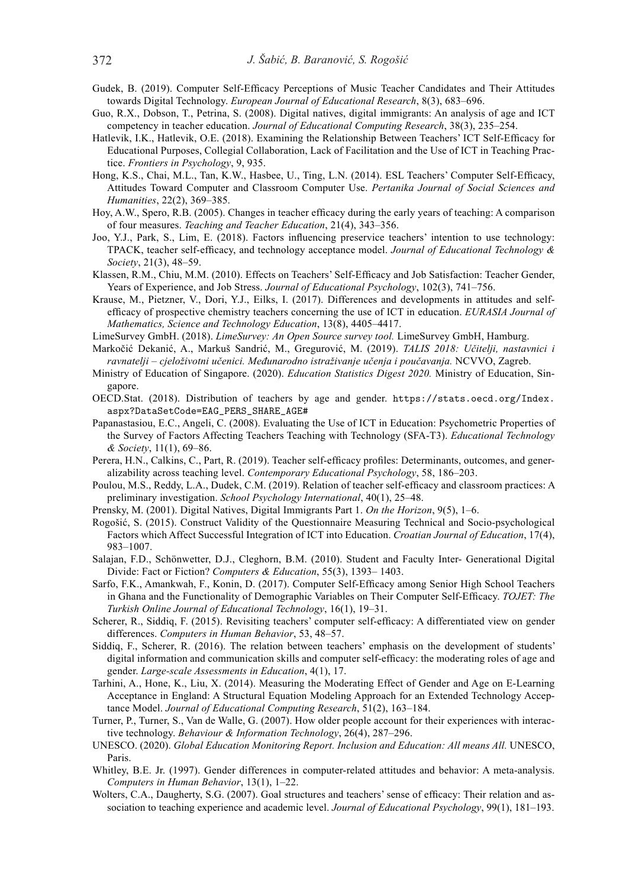Gudek, B. (2019). Computer Self-Efficacy Perceptions of Music Teacher Candidates and Their Attitudes towards Digital Technology. *European Journal of Educational Research*, 8(3), 683–696.

Guo, R.X., Dobson, T., Petrina, S. (2008). Digital natives, digital immigrants: An analysis of age and ICT competency in teacher education. *Journal of Educational Computing Research*, 38(3), 235–254.

Hatlevik, I.K., Hatlevik, O.E. (2018). Examining the Relationship Between Teachers' ICT Self-Efficacy for Educational Purposes, Collegial Collaboration, Lack of Facilitation and the Use of ICT in Teaching Practice. *Frontiers in Psychology*, 9, 935.

Hong, K.S., Chai, M.L., Tan, K.W., Hasbee, U., Ting, L.N. (2014). ESL Teachers' Computer Self-Efficacy, Attitudes Toward Computer and Classroom Computer Use. *Pertanika Journal of Social Sciences and Humanities*, 22(2), 369–385.

Hoy, A.W., Spero, R.B. (2005). Changes in teacher efficacy during the early years of teaching: A comparison of four measures. *Teaching and Teacher Education*, 21(4), 343–356.

Joo, Y.J., Park, S., Lim, E. (2018). Factors influencing preservice teachers' intention to use technology: TPACK, teacher self-efficacy, and technology acceptance model. *Journal of Educational Technology & Society*, 21(3), 48–59.

Klassen, R.M., Chiu, M.M. (2010). Effects on Teachers' Self-Efficacy and Job Satisfaction: Teacher Gender, Years of Experience, and Job Stress. *Journal of Educational Psychology*, 102(3), 741–756.

Krause, M., Pietzner, V., Dori, Y.J., Eilks, I. (2017). Differences and developments in attitudes and self-efficacy of prospective chemistry teachers concerning the use of ICT in education. *EURASIA Journal of Mathematics, Science and Technology Education*, 13(8), 4405–4417.

LimeSurvey GmbH. (2018). *LimeSurvey: An Open Source survey tool.* LimeSurvey GmbH, Hamburg.

Markočić Dekanić, A., Markuš Sandrić, M., Gregurović, M. (2019). *TALIS 2018: Učitelji, nastavnici i ravnatelji – cjeloživotni učenici. Međunarodno istraživanje učenja i poučavanja.* NCVVO, Zagreb.

Ministry of Education of Singapore. (2020). *Education Statistics Digest 2020.* Ministry of Education, Singapore.

OECD.Stat. (2018). Distribution of teachers by age and gender. https://stats.oecd.org/Index.aspx?DataSetCode=EAG_PERS_SHARE_AGE#

Papanastasiou, E.C., Angeli, C. (2008). Evaluating the Use of ICT in Education: Psychometric Properties of the Survey of Factors Affecting Teachers Teaching with Technology (SFA-T3). *Educational Technology & Society*, 11(1), 69–86.

Perera, H.N., Calkins, C., Part, R. (2019). Teacher self-efficacy profiles: Determinants, outcomes, and generalizability across teaching level. *Contemporary Educational Psychology*, 58, 186–203.

Poulou, M.S., Reddy, L.A., Dudek, C.M. (2019). Relation of teacher self-efficacy and classroom practices: A preliminary investigation. *School Psychology International*, 40(1), 25–48.

Prensky, M. (2001). Digital Natives, Digital Immigrants Part 1. *On the Horizon*, 9(5), 1–6.

Rogošić, S. (2015). Construct Validity of the Questionnaire Measuring Technical and Socio-psychological Factors which Affect Successful Integration of ICT into Education. *Croatian Journal of Education*, 17(4), 983–1007.

Salajan, F.D., Schönwetter, D.J., Cleghorn, B.M. (2010). Student and Faculty Inter- Generational Digital Divide: Fact or Fiction? *Computers & Education*, 55(3), 1393– 1403.

Sarfo, F.K., Amankwah, F., Konin, D. (2017). Computer Self-Efficacy among Senior High School Teachers in Ghana and the Functionality of Demographic Variables on Their Computer Self-Efficacy. *TOJET: The Turkish Online Journal of Educational Technology*, 16(1), 19–31.

Scherer, R., Siddiq, F. (2015). Revisiting teachers' computer self-efficacy: A differentiated view on gender differences. *Computers in Human Behavior*, 53, 48–57.

Siddiq, F., Scherer, R. (2016). The relation between teachers' emphasis on the development of students' digital information and communication skills and computer self-efficacy: the moderating roles of age and gender. *Large-scale Assessments in Education*, 4(1), 17.

Tarhini, A., Hone, K., Liu, X. (2014). Measuring the Moderating Effect of Gender and Age on E-Learning Acceptance in England: A Structural Equation Modeling Approach for an Extended Technology Acceptance Model. *Journal of Educational Computing Research*, 51(2), 163–184.

Turner, P., Turner, S., Van de Walle, G. (2007). How older people account for their experiences with interactive technology. *Behaviour & Information Technology*, 26(4), 287–296.

UNESCO. (2020). *Global Education Monitoring Report. Inclusion and Education: All means All.* UNESCO, Paris.

Whitley, B.E. Jr. (1997). Gender differences in computer-related attitudes and behavior: A meta-analysis. *Computers in Human Behavior*, 13(1), 1–22.

Wolters, C.A., Daugherty, S.G. (2007). Goal structures and teachers' sense of efficacy: Their relation and association to teaching experience and academic level. *Journal of Educational Psychology*, 99(1), 181–193.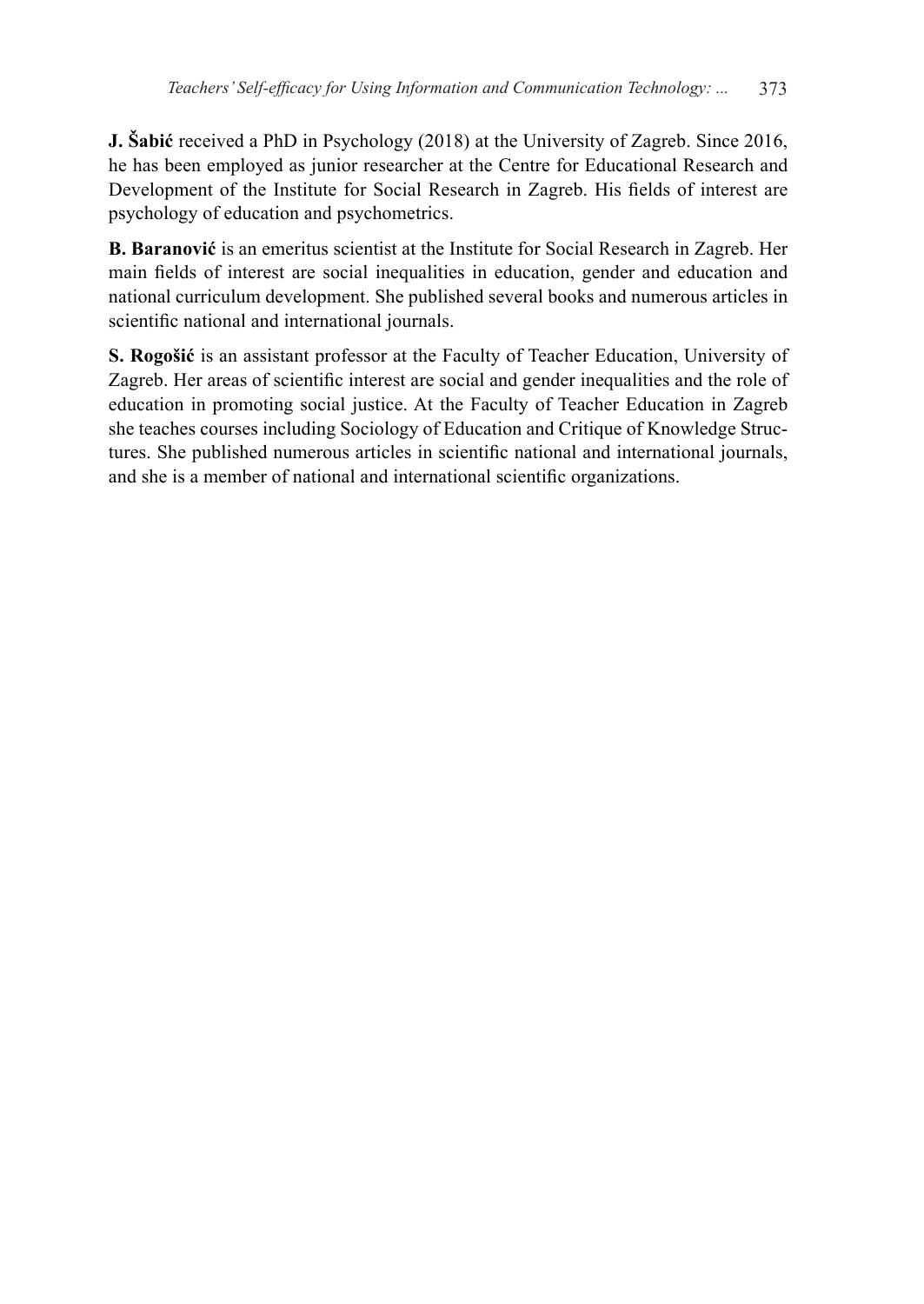**J. Šabić** received a PhD in Psychology (2018) at the University of Zagreb. Since 2016, he has been employed as junior researcher at the Centre for Educational Research and Development of the Institute for Social Research in Zagreb. His fields of interest are psychology of education and psychometrics.

**B. Baranović** is an emeritus scientist at the Institute for Social Research in Zagreb. Her main fields of interest are social inequalities in education, gender and education and national curriculum development. She published several books and numerous articles in scientific national and international journals.

**S. Rogošić** is an assistant professor at the Faculty of Teacher Education, University of Zagreb. Her areas of scientific interest are social and gender inequalities and the role of education in promoting social justice. At the Faculty of Teacher Education in Zagreb she teaches courses including Sociology of Education and Critique of Knowledge Structures. She published numerous articles in scientific national and international journals, and she is a member of national and international scientific organizations.